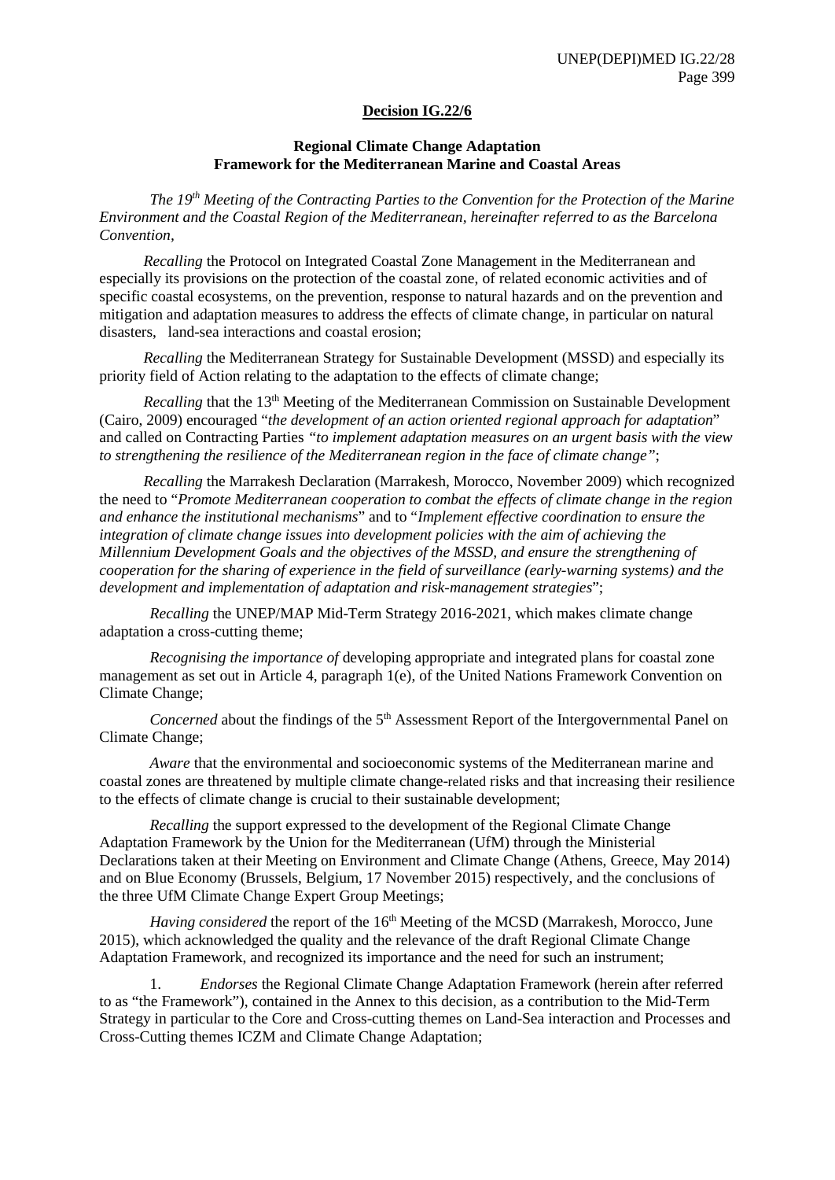**Decision IG.22/6**

**Regional Climate Change Adaptation Framework for the Mediterranean Marine and Coastal Areas**

*The 19th Meeting of the Contracting Parties to the Convention for the Protection of the Marine Environment and the Coastal Region of the Mediterranean, hereinafter referred to as the Barcelona Convention,*

*Recalling* the Protocol on Integrated Coastal Zone Management in the Mediterranean and especially its provisions on the protection of the coastal zone, of related economic activities and of specific coastal ecosystems, on the prevention, response to natural hazards and on the prevention and mitigation and adaptation measures to address the effects of climate change, in particular on natural disasters, land-sea interactions and coastal erosion;

*Recalling* the Mediterranean Strategy for Sustainable Development (MSSD) and especially its priority field of Action relating to the adaptation to the effects of climate change;

*Recalling* that the 13th Meeting of the Mediterranean Commission on Sustainable Development (Cairo, 2009) encouraged "*the development of an action oriented regional approach for adaptation*" and called on Contracting Parties *"to implement adaptation measures on an urgent basis with the view to strengthening the resilience of the Mediterranean region in the face of climate change"*;

*Recalling* the Marrakesh Declaration (Marrakesh, Morocco, November 2009) which recognized the need to "*Promote Mediterranean cooperation to combat the effects of climate change in the region and enhance the institutional mechanisms*" and to "*Implement effective coordination to ensure the integration of climate change issues into development policies with the aim of achieving the Millennium Development Goals and the objectives of the MSSD, and ensure the strengthening of cooperation for the sharing of experience in the field of surveillance (early-warning systems) and the development and implementation of adaptation and risk-management strategies*";

*Recalling* the UNEP/MAP Mid-Term Strategy 2016-2021, which makes climate change adaptation a cross-cutting theme;

*Recognising the importance of* developing appropriate and integrated plans for coastal zone management as set out in Article 4, paragraph 1(e), of the United Nations Framework Convention on Climate Change;

*Concerned* about the findings of the 5th Assessment Report of the Intergovernmental Panel on Climate Change;

*Aware* that the environmental and socioeconomic systems of the Mediterranean marine and coastal zones are threatened by multiple climate change-related risks and that increasing their resilience to the effects of climate change is crucial to their sustainable development;

*Recalling* the support expressed to the development of the Regional Climate Change Adaptation Framework by the Union for the Mediterranean (UfM) through the Ministerial Declarations taken at their Meeting on Environment and Climate Change (Athens, Greece, May 2014) and on Blue Economy (Brussels, Belgium, 17 November 2015) respectively, and the conclusions of the three UfM Climate Change Expert Group Meetings;

*Having considered* the report of the 16th Meeting of the MCSD (Marrakesh, Morocco, June 2015), which acknowledged the quality and the relevance of the draft Regional Climate Change Adaptation Framework, and recognized its importance and the need for such an instrument;

1. *Endorses* the Regional Climate Change Adaptation Framework (herein after referred to as "the Framework"), contained in the Annex to this decision, as a contribution to the Mid-Term Strategy in particular to the Core and Cross-cutting themes on Land-Sea interaction and Processes and Cross-Cutting themes ICZM and Climate Change Adaptation;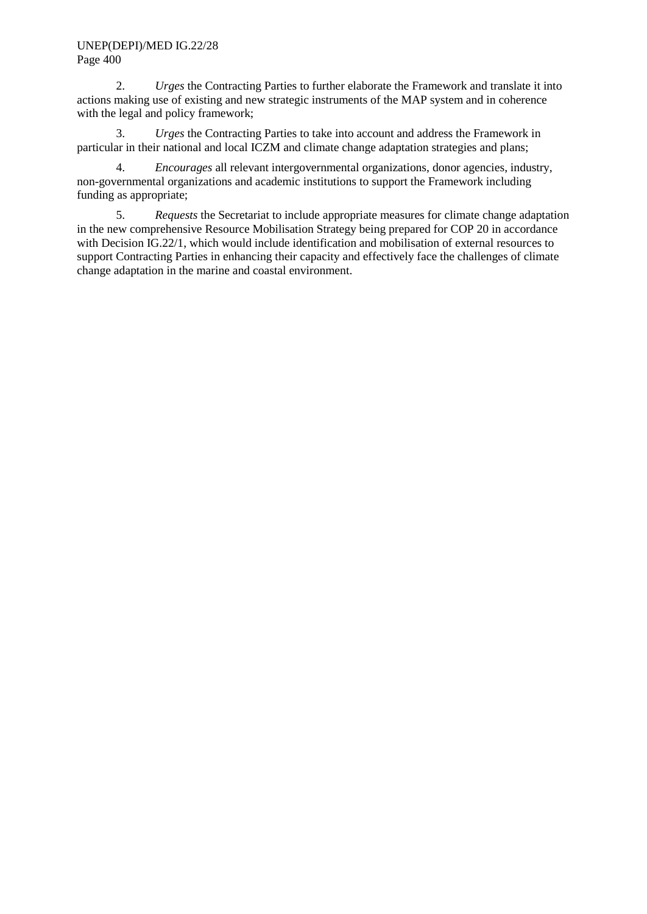2. *Urges* the Contracting Parties to further elaborate the Framework and translate it into actions making use of existing and new strategic instruments of the MAP system and in coherence with the legal and policy framework;

3. *Urges* the Contracting Parties to take into account and address the Framework in particular in their national and local ICZM and climate change adaptation strategies and plans;

4. *Encourages* all relevant intergovernmental organizations, donor agencies, industry, non-governmental organizations and academic institutions to support the Framework including funding as appropriate;

5. *Requests* the Secretariat to include appropriate measures for climate change adaptation in the new comprehensive Resource Mobilisation Strategy being prepared for COP 20 in accordance with Decision IG.22/1, which would include identification and mobilisation of external resources to support Contracting Parties in enhancing their capacity and effectively face the challenges of climate change adaptation in the marine and coastal environment.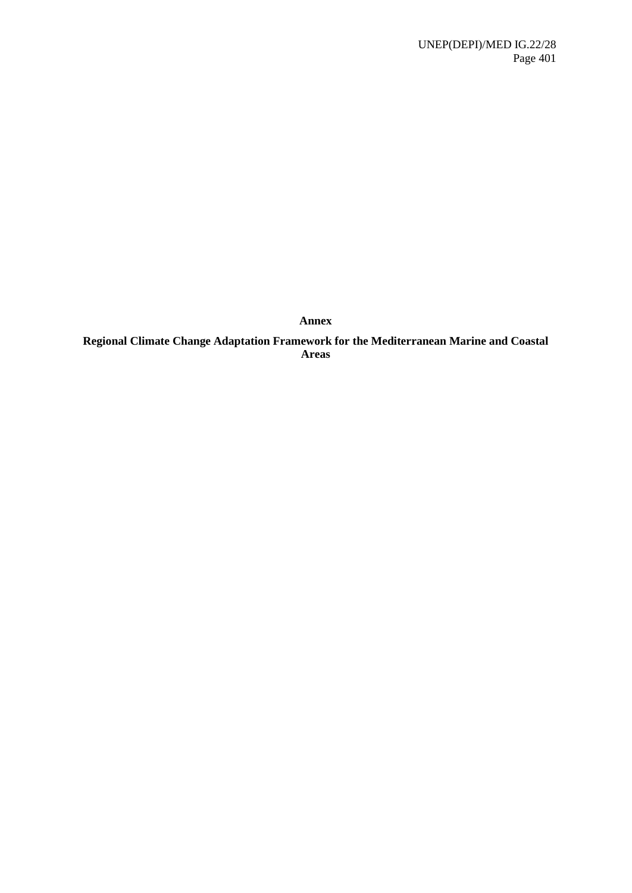**Annex**

**Regional Climate Change Adaptation Framework for the Mediterranean Marine and Coastal Areas**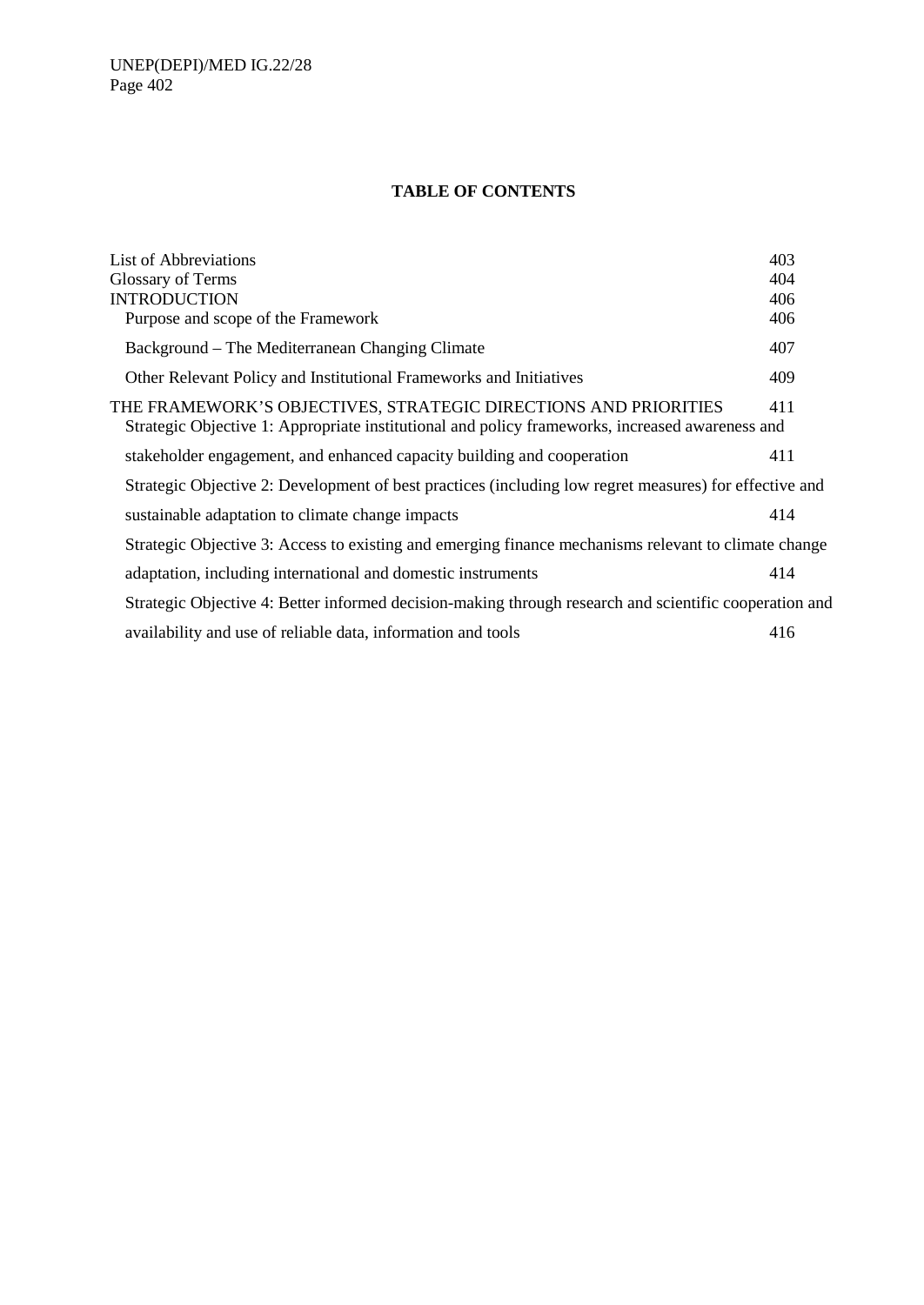**TABLE OF CONTENTS**

| | |
|---|---|
| List of Abbreviations | 403 |
| Glossary of Terms | 404 |
| INTRODUCTION | 406 |
| Purpose and scope of the Framework | 406 |
| Background – The Mediterranean Changing Climate | 407 |
| Other Relevant Policy and Institutional Frameworks and Initiatives | 409 |
| THE FRAMEWORK'S OBJECTIVES, STRATEGIC DIRECTIONS AND PRIORITIES | 411 |
| Strategic Objective 1: Appropriate institutional and policy frameworks, increased awareness and stakeholder engagement, and enhanced capacity building and cooperation | 411 |
| Strategic Objective 2: Development of best practices (including low regret measures) for effective and sustainable adaptation to climate change impacts | 414 |
| Strategic Objective 3: Access to existing and emerging finance mechanisms relevant to climate change adaptation, including international and domestic instruments | 414 |
| Strategic Objective 4: Better informed decision-making through research and scientific cooperation and availability and use of reliable data, information and tools | 416 |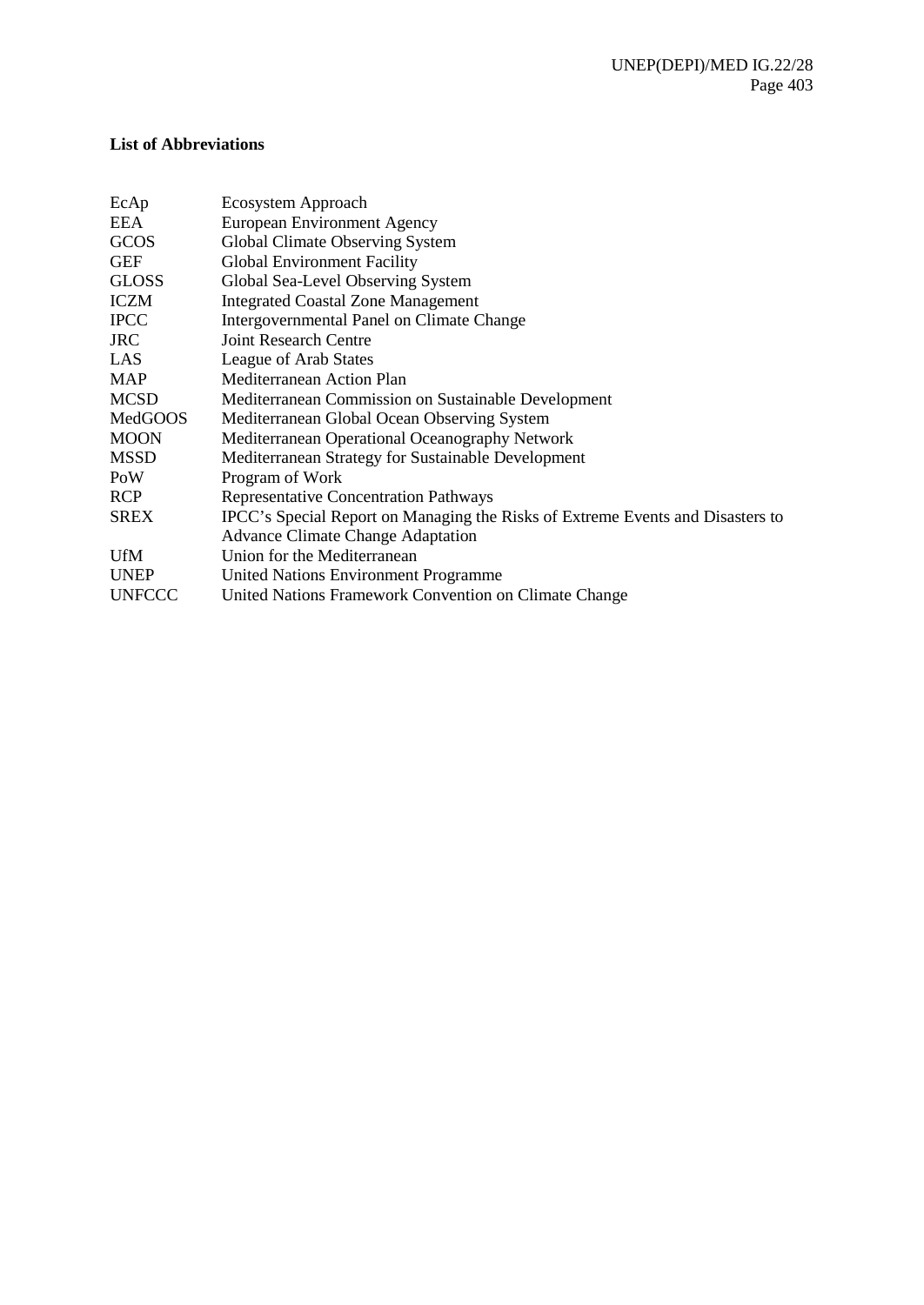**List of Abbreviations**

| | |
|---|---|
| EcAp | Ecosystem Approach |
| EEA | European Environment Agency |
| GCOS | Global Climate Observing System |
| GEF | Global Environment Facility |
| GLOSS | Global Sea-Level Observing System |
| ICZM | Integrated Coastal Zone Management |
| IPCC | Intergovernmental Panel on Climate Change |
| JRC | Joint Research Centre |
| LAS | League of Arab States |
| MAP | Mediterranean Action Plan |
| MCSD | Mediterranean Commission on Sustainable Development |
| MedGOOS | Mediterranean Global Ocean Observing System |
| MOON | Mediterranean Operational Oceanography Network |
| MSSD | Mediterranean Strategy for Sustainable Development |
| PoW | Program of Work |
| RCP | Representative Concentration Pathways |
| SREX | IPCC's Special Report on Managing the Risks of Extreme Events and Disasters to Advance Climate Change Adaptation |
| UfM | Union for the Mediterranean |
| UNEP | United Nations Environment Programme |
| UNFCCC | United Nations Framework Convention on Climate Change |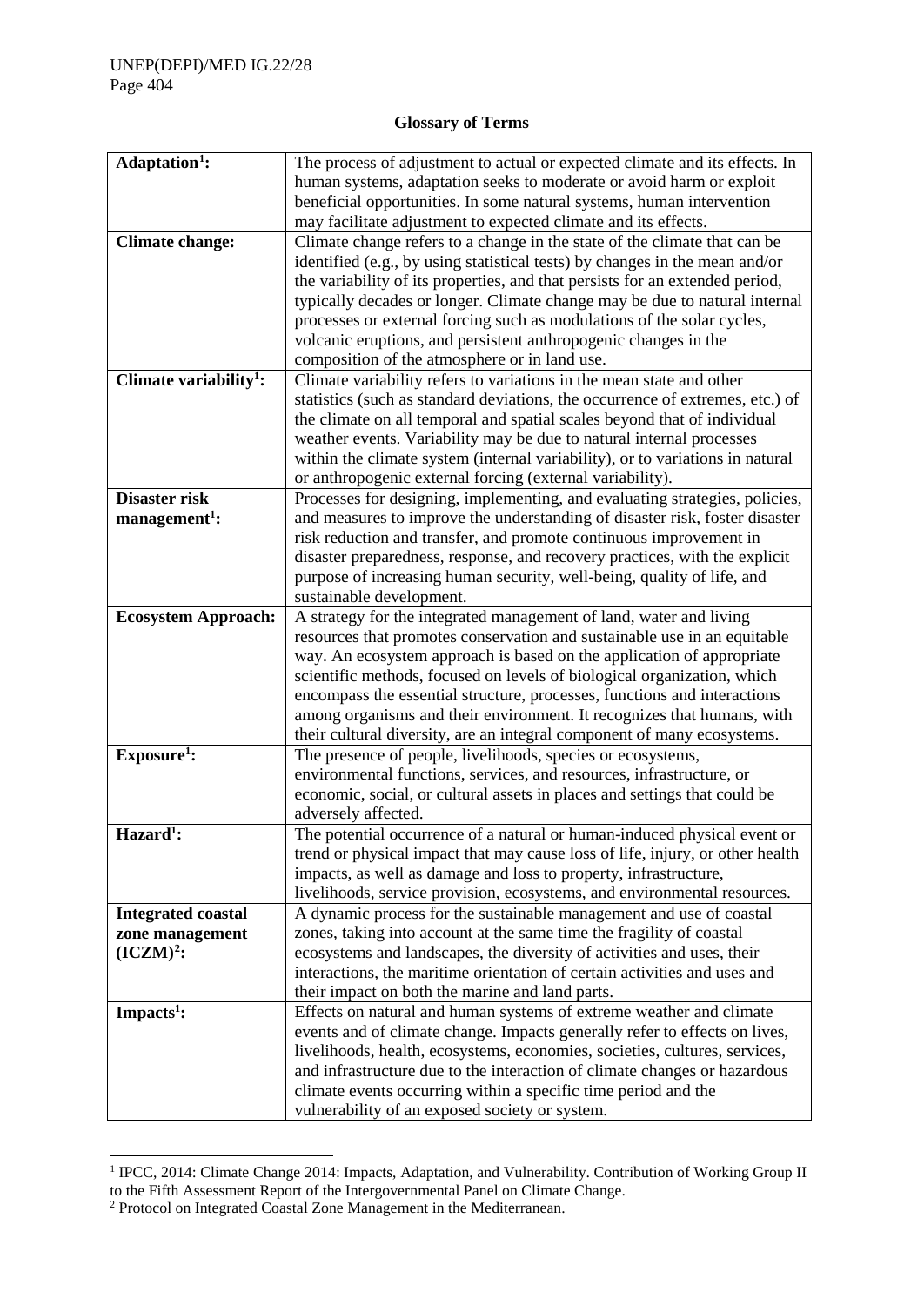**Glossary of Terms**

| | |
|---|---|
| **Adaptation[1]:** | The process of adjustment to actual or expected climate and its effects. In human systems, adaptation seeks to moderate or avoid harm or exploit beneficial opportunities. In some natural systems, human intervention may facilitate adjustment to expected climate and its effects. |
| **Climate change:** | Climate change refers to a change in the state of the climate that can be identified (e.g., by using statistical tests) by changes in the mean and/or the variability of its properties, and that persists for an extended period, typically decades or longer. Climate change may be due to natural internal processes or external forcing such as modulations of the solar cycles, volcanic eruptions, and persistent anthropogenic changes in the composition of the atmosphere or in land use. |
| **Climate variability[1]:** | Climate variability refers to variations in the mean state and other statistics (such as standard deviations, the occurrence of extremes, etc.) of the climate on all temporal and spatial scales beyond that of individual weather events. Variability may be due to natural internal processes within the climate system (internal variability), or to variations in natural or anthropogenic external forcing (external variability). |
| **Disaster risk management[1]:** | Processes for designing, implementing, and evaluating strategies, policies, and measures to improve the understanding of disaster risk, foster disaster risk reduction and transfer, and promote continuous improvement in disaster preparedness, response, and recovery practices, with the explicit purpose of increasing human security, well-being, quality of life, and sustainable development. |
| **Ecosystem Approach:** | A strategy for the integrated management of land, water and living resources that promotes conservation and sustainable use in an equitable way. An ecosystem approach is based on the application of appropriate scientific methods, focused on levels of biological organization, which encompass the essential structure, processes, functions and interactions among organisms and their environment. It recognizes that humans, with their cultural diversity, are an integral component of many ecosystems. |
| **Exposure[1]:** | The presence of people, livelihoods, species or ecosystems, environmental functions, services, and resources, infrastructure, or economic, social, or cultural assets in places and settings that could be adversely affected. |
| **Hazard[1]:** | The potential occurrence of a natural or human-induced physical event or trend or physical impact that may cause loss of life, injury, or other health impacts, as well as damage and loss to property, infrastructure, livelihoods, service provision, ecosystems, and environmental resources. |
| **Integrated coastal zone management (ICZM)[2]:** | A dynamic process for the sustainable management and use of coastal zones, taking into account at the same time the fragility of coastal ecosystems and landscapes, the diversity of activities and uses, their interactions, the maritime orientation of certain activities and uses and their impact on both the marine and land parts. |
| **Impacts[1]:** | Effects on natural and human systems of extreme weather and climate events and of climate change. Impacts generally refer to effects on lives, livelihoods, health, ecosystems, economies, societies, cultures, services, and infrastructure due to the interaction of climate changes or hazardous climate events occurring within a specific time period and the vulnerability of an exposed society or system. |

[1] IPCC, 2014: Climate Change 2014: Impacts, Adaptation, and Vulnerability. Contribution of Working Group II to the Fifth Assessment Report of the Intergovernmental Panel on Climate Change.

[2] Protocol on Integrated Coastal Zone Management in the Mediterranean.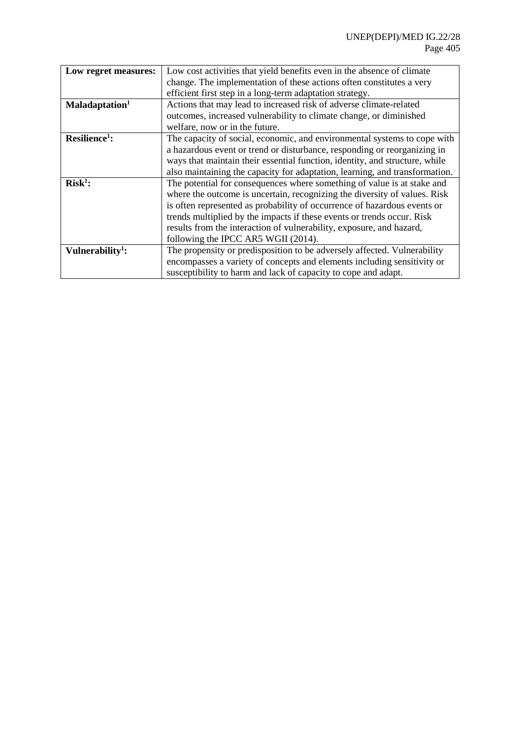| | |
|---|---|
| **Low regret measures:** | Low cost activities that yield benefits even in the absence of climate change. The implementation of these actions often constitutes a very efficient first step in a long-term adaptation strategy. |
| **Maladaptation[1]** | Actions that may lead to increased risk of adverse climate-related outcomes, increased vulnerability to climate change, or diminished welfare, now or in the future. |
| **Resilience[1]:** | The capacity of social, economic, and environmental systems to cope with a hazardous event or trend or disturbance, responding or reorganizing in ways that maintain their essential function, identity, and structure, while also maintaining the capacity for adaptation, learning, and transformation. |
| **Risk[1]:** | The potential for consequences where something of value is at stake and where the outcome is uncertain, recognizing the diversity of values. Risk is often represented as probability of occurrence of hazardous events or trends multiplied by the impacts if these events or trends occur. Risk results from the interaction of vulnerability, exposure, and hazard, following the IPCC AR5 WGII (2014). |
| **Vulnerability[1]:** | The propensity or predisposition to be adversely affected. Vulnerability encompasses a variety of concepts and elements including sensitivity or susceptibility to harm and lack of capacity to cope and adapt. |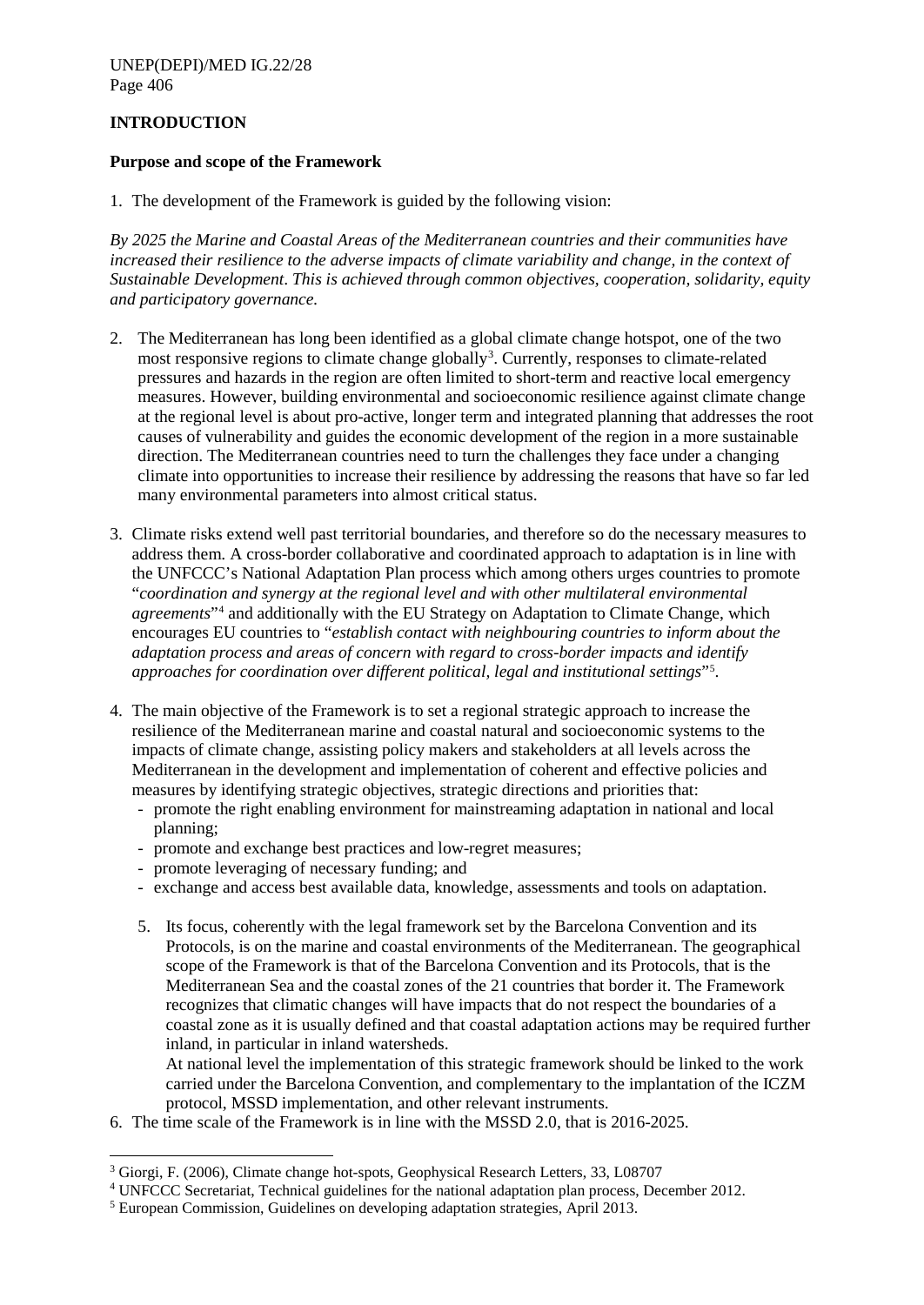## INTRODUCTION

### Purpose and scope of the Framework

1. The development of the Framework is guided by the following vision:

*By 2025 the Marine and Coastal Areas of the Mediterranean countries and their communities have increased their resilience to the adverse impacts of climate variability and change, in the context of Sustainable Development. This is achieved through common objectives, cooperation, solidarity, equity and participatory governance.*

2. The Mediterranean has long been identified as a global climate change hotspot, one of the two most responsive regions to climate change globally[3]. Currently, responses to climate-related pressures and hazards in the region are often limited to short-term and reactive local emergency measures. However, building environmental and socioeconomic resilience against climate change at the regional level is about pro-active, longer term and integrated planning that addresses the root causes of vulnerability and guides the economic development of the region in a more sustainable direction. The Mediterranean countries need to turn the challenges they face under a changing climate into opportunities to increase their resilience by addressing the reasons that have so far led many environmental parameters into almost critical status.

3. Climate risks extend well past territorial boundaries, and therefore so do the necessary measures to address them. A cross-border collaborative and coordinated approach to adaptation is in line with the UNFCCC's National Adaptation Plan process which among others urges countries to promote "*coordination and synergy at the regional level and with other multilateral environmental agreements*"[4] and additionally with the EU Strategy on Adaptation to Climate Change, which encourages EU countries to "*establish contact with neighbouring countries to inform about the adaptation process and areas of concern with regard to cross-border impacts and identify approaches for coordination over different political, legal and institutional settings*"[5].

4. The main objective of the Framework is to set a regional strategic approach to increase the resilience of the Mediterranean marine and coastal natural and socioeconomic systems to the impacts of climate change, assisting policy makers and stakeholders at all levels across the Mediterranean in the development and implementation of coherent and effective policies and measures by identifying strategic objectives, strategic directions and priorities that:
   - promote the right enabling environment for mainstreaming adaptation in national and local planning;
   - promote and exchange best practices and low-regret measures;
   - promote leveraging of necessary funding; and
   - exchange and access best available data, knowledge, assessments and tools on adaptation.

5. Its focus, coherently with the legal framework set by the Barcelona Convention and its Protocols, is on the marine and coastal environments of the Mediterranean. The geographical scope of the Framework is that of the Barcelona Convention and its Protocols, that is the Mediterranean Sea and the coastal zones of the 21 countries that border it. The Framework recognizes that climatic changes will have impacts that do not respect the boundaries of a coastal zone as it is usually defined and that coastal adaptation actions may be required further inland, in particular in inland watersheds.
   At national level the implementation of this strategic framework should be linked to the work carried under the Barcelona Convention, and complementary to the implantation of the ICZM protocol, MSSD implementation, and other relevant instruments.

6. The time scale of the Framework is in line with the MSSD 2.0, that is 2016-2025.

---

[3] Giorgi, F. (2006), Climate change hot-spots, Geophysical Research Letters, 33, L08707

[4] UNFCCC Secretariat, Technical guidelines for the national adaptation plan process, December 2012.

[5] European Commission, Guidelines on developing adaptation strategies, April 2013.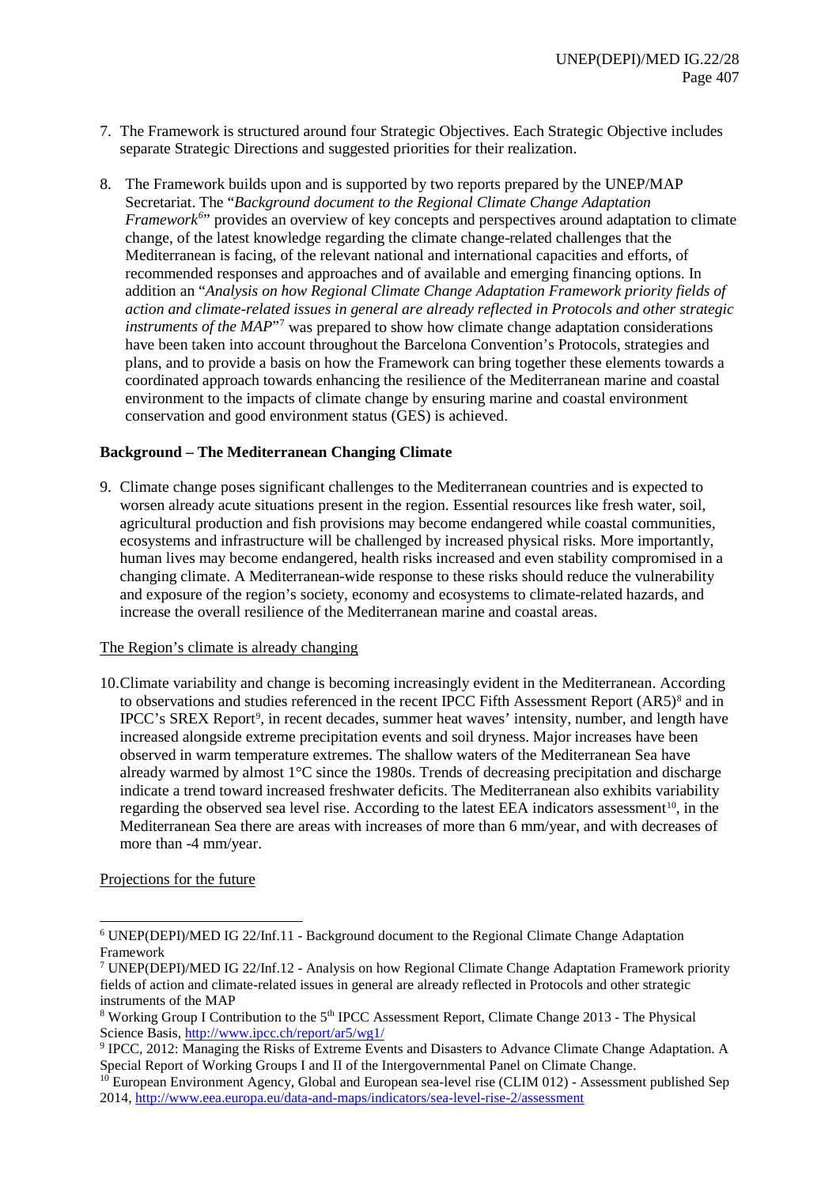7. The Framework is structured around four Strategic Objectives. Each Strategic Objective includes separate Strategic Directions and suggested priorities for their realization.

8. The Framework builds upon and is supported by two reports prepared by the UNEP/MAP Secretariat. The "*Background document to the Regional Climate Change Adaptation Framework*[6]" provides an overview of key concepts and perspectives around adaptation to climate change, of the latest knowledge regarding the climate change-related challenges that the Mediterranean is facing, of the relevant national and international capacities and efforts, of recommended responses and approaches and of available and emerging financing options. In addition an "*Analysis on how Regional Climate Change Adaptation Framework priority fields of action and climate-related issues in general are already reflected in Protocols and other strategic instruments of the MAP*"[7] was prepared to show how climate change adaptation considerations have been taken into account throughout the Barcelona Convention's Protocols, strategies and plans, and to provide a basis on how the Framework can bring together these elements towards a coordinated approach towards enhancing the resilience of the Mediterranean marine and coastal environment to the impacts of climate change by ensuring marine and coastal environment conservation and good environment status (GES) is achieved.

**Background – The Mediterranean Changing Climate**

9. Climate change poses significant challenges to the Mediterranean countries and is expected to worsen already acute situations present in the region. Essential resources like fresh water, soil, agricultural production and fish provisions may become endangered while coastal communities, ecosystems and infrastructure will be challenged by increased physical risks. More importantly, human lives may become endangered, health risks increased and even stability compromised in a changing climate. A Mediterranean-wide response to these risks should reduce the vulnerability and exposure of the region's society, economy and ecosystems to climate-related hazards, and increase the overall resilience of the Mediterranean marine and coastal areas.

<u>The Region's climate is already changing</u>

10. Climate variability and change is becoming increasingly evident in the Mediterranean. According to observations and studies referenced in the recent IPCC Fifth Assessment Report (AR5)[8] and in IPCC's SREX Report[9], in recent decades, summer heat waves' intensity, number, and length have increased alongside extreme precipitation events and soil dryness. Major increases have been observed in warm temperature extremes. The shallow waters of the Mediterranean Sea have already warmed by almost 1°C since the 1980s. Trends of decreasing precipitation and discharge indicate a trend toward increased freshwater deficits. The Mediterranean also exhibits variability regarding the observed sea level rise. According to the latest EEA indicators assessment[10], in the Mediterranean Sea there are areas with increases of more than 6 mm/year, and with decreases of more than -4 mm/year.

<u>Projections for the future</u>

---

[6] UNEP(DEPI)/MED IG 22/Inf.11 - Background document to the Regional Climate Change Adaptation Framework

[7] UNEP(DEPI)/MED IG 22/Inf.12 - Analysis on how Regional Climate Change Adaptation Framework priority fields of action and climate-related issues in general are already reflected in Protocols and other strategic instruments of the MAP

[8] Working Group I Contribution to the 5th IPCC Assessment Report, Climate Change 2013 - The Physical Science Basis, http://www.ipcc.ch/report/ar5/wg1/

[9] IPCC, 2012: Managing the Risks of Extreme Events and Disasters to Advance Climate Change Adaptation. A Special Report of Working Groups I and II of the Intergovernmental Panel on Climate Change.

[10] European Environment Agency, Global and European sea-level rise (CLIM 012) - Assessment published Sep 2014, http://www.eea.europa.eu/data-and-maps/indicators/sea-level-rise-2/assessment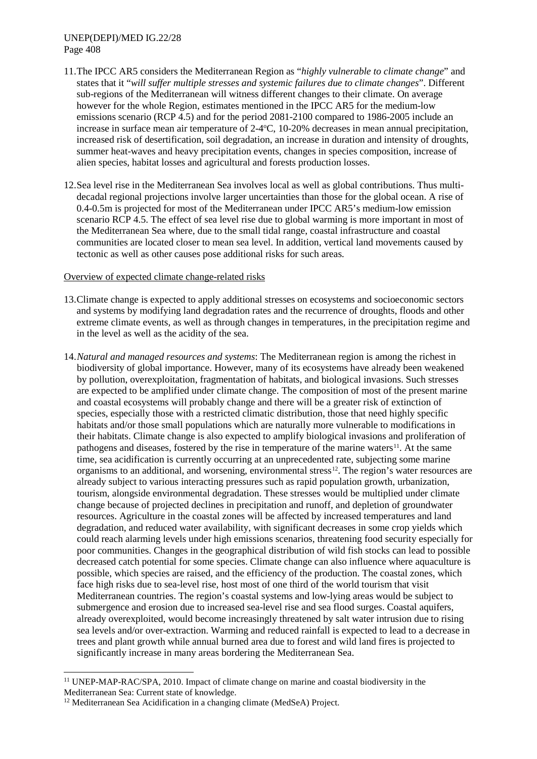11. The IPCC AR5 considers the Mediterranean Region as "*highly vulnerable to climate change*" and states that it "*will suffer multiple stresses and systemic failures due to climate changes*". Different sub-regions of the Mediterranean will witness different changes to their climate. On average however for the whole Region, estimates mentioned in the IPCC AR5 for the medium-low emissions scenario (RCP 4.5) and for the period 2081-2100 compared to 1986-2005 include an increase in surface mean air temperature of 2-4°C, 10-20% decreases in mean annual precipitation, increased risk of desertification, soil degradation, an increase in duration and intensity of droughts, summer heat-waves and heavy precipitation events, changes in species composition, increase of alien species, habitat losses and agricultural and forests production losses.

12. Sea level rise in the Mediterranean Sea involves local as well as global contributions. Thus multi-decadal regional projections involve larger uncertainties than those for the global ocean. A rise of 0.4-0.5m is projected for most of the Mediterranean under IPCC AR5's medium-low emission scenario RCP 4.5. The effect of sea level rise due to global warming is more important in most of the Mediterranean Sea where, due to the small tidal range, coastal infrastructure and coastal communities are located closer to mean sea level. In addition, vertical land movements caused by tectonic as well as other causes pose additional risks for such areas.

Overview of expected climate change-related risks

13. Climate change is expected to apply additional stresses on ecosystems and socioeconomic sectors and systems by modifying land degradation rates and the recurrence of droughts, floods and other extreme climate events, as well as through changes in temperatures, in the precipitation regime and in the level as well as the acidity of the sea.

14. *Natural and managed resources and systems*: The Mediterranean region is among the richest in biodiversity of global importance. However, many of its ecosystems have already been weakened by pollution, overexploitation, fragmentation of habitats, and biological invasions. Such stresses are expected to be amplified under climate change. The composition of most of the present marine and coastal ecosystems will probably change and there will be a greater risk of extinction of species, especially those with a restricted climatic distribution, those that need highly specific habitats and/or those small populations which are naturally more vulnerable to modifications in their habitats. Climate change is also expected to amplify biological invasions and proliferation of pathogens and diseases, fostered by the rise in temperature of the marine waters[11]. At the same time, sea acidification is currently occurring at an unprecedented rate, subjecting some marine organisms to an additional, and worsening, environmental stress[12]. The region's water resources are already subject to various interacting pressures such as rapid population growth, urbanization, tourism, alongside environmental degradation. These stresses would be multiplied under climate change because of projected declines in precipitation and runoff, and depletion of groundwater resources. Agriculture in the coastal zones will be affected by increased temperatures and land degradation, and reduced water availability, with significant decreases in some crop yields which could reach alarming levels under high emissions scenarios, threatening food security especially for poor communities. Changes in the geographical distribution of wild fish stocks can lead to possible decreased catch potential for some species. Climate change can also influence where aquaculture is possible, which species are raised, and the efficiency of the production. The coastal zones, which face high risks due to sea-level rise, host most of one third of the world tourism that visit Mediterranean countries. The region's coastal systems and low-lying areas would be subject to submergence and erosion due to increased sea-level rise and sea flood surges. Coastal aquifers, already overexploited, would become increasingly threatened by salt water intrusion due to rising sea levels and/or over-extraction. Warming and reduced rainfall is expected to lead to a decrease in trees and plant growth while annual burned area due to forest and wild land fires is projected to significantly increase in many areas bordering the Mediterranean Sea.

---

[11] UNEP-MAP-RAC/SPA, 2010. Impact of climate change on marine and coastal biodiversity in the Mediterranean Sea: Current state of knowledge.

[12] Mediterranean Sea Acidification in a changing climate (MedSeA) Project.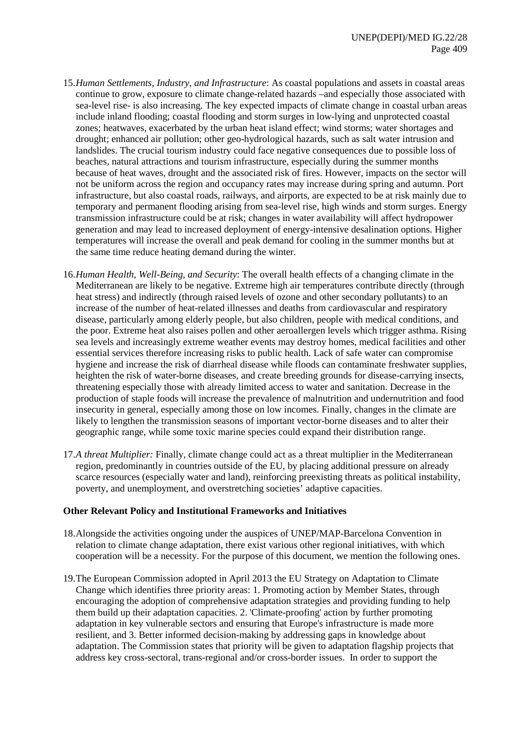15. *Human Settlements, Industry, and Infrastructure*: As coastal populations and assets in coastal areas continue to grow, exposure to climate change-related hazards –and especially those associated with sea-level rise- is also increasing. The key expected impacts of climate change in coastal urban areas include inland flooding; coastal flooding and storm surges in low-lying and unprotected coastal zones; heatwaves, exacerbated by the urban heat island effect; wind storms; water shortages and drought; enhanced air pollution; other geo-hydrological hazards, such as salt water intrusion and landslides. The crucial tourism industry could face negative consequences due to possible loss of beaches, natural attractions and tourism infrastructure, especially during the summer months because of heat waves, drought and the associated risk of fires. However, impacts on the sector will not be uniform across the region and occupancy rates may increase during spring and autumn. Port infrastructure, but also coastal roads, railways, and airports, are expected to be at risk mainly due to temporary and permanent flooding arising from sea-level rise, high winds and storm surges. Energy transmission infrastructure could be at risk; changes in water availability will affect hydropower generation and may lead to increased deployment of energy-intensive desalination options. Higher temperatures will increase the overall and peak demand for cooling in the summer months but at the same time reduce heating demand during the winter.

16. *Human Health, Well-Being, and Security*: The overall health effects of a changing climate in the Mediterranean are likely to be negative. Extreme high air temperatures contribute directly (through heat stress) and indirectly (through raised levels of ozone and other secondary pollutants) to an increase of the number of heat-related illnesses and deaths from cardiovascular and respiratory disease, particularly among elderly people, but also children, people with medical conditions, and the poor. Extreme heat also raises pollen and other aeroallergen levels which trigger asthma. Rising sea levels and increasingly extreme weather events may destroy homes, medical facilities and other essential services therefore increasing risks to public health. Lack of safe water can compromise hygiene and increase the risk of diarrheal disease while floods can contaminate freshwater supplies, heighten the risk of water-borne diseases, and create breeding grounds for disease-carrying insects, threatening especially those with already limited access to water and sanitation. Decrease in the production of staple foods will increase the prevalence of malnutrition and undernutrition and food insecurity in general, especially among those on low incomes. Finally, changes in the climate are likely to lengthen the transmission seasons of important vector-borne diseases and to alter their geographic range, while some toxic marine species could expand their distribution range.

17. *A threat Multiplier:* Finally, climate change could act as a threat multiplier in the Mediterranean region, predominantly in countries outside of the EU, by placing additional pressure on already scarce resources (especially water and land), reinforcing preexisting threats as political instability, poverty, and unemployment, and overstretching societies' adaptive capacities.

**Other Relevant Policy and Institutional Frameworks and Initiatives**

18. Alongside the activities ongoing under the auspices of UNEP/MAP-Barcelona Convention in relation to climate change adaptation, there exist various other regional initiatives, with which cooperation will be a necessity. For the purpose of this document, we mention the following ones.

19. The European Commission adopted in April 2013 the EU Strategy on Adaptation to Climate Change which identifies three priority areas: 1. Promoting action by Member States, through encouraging the adoption of comprehensive adaptation strategies and providing funding to help them build up their adaptation capacities. 2. 'Climate-proofing' action by further promoting adaptation in key vulnerable sectors and ensuring that Europe's infrastructure is made more resilient, and 3. Better informed decision-making by addressing gaps in knowledge about adaptation. The Commission states that priority will be given to adaptation flagship projects that address key cross-sectoral, trans-regional and/or cross-border issues. In order to support the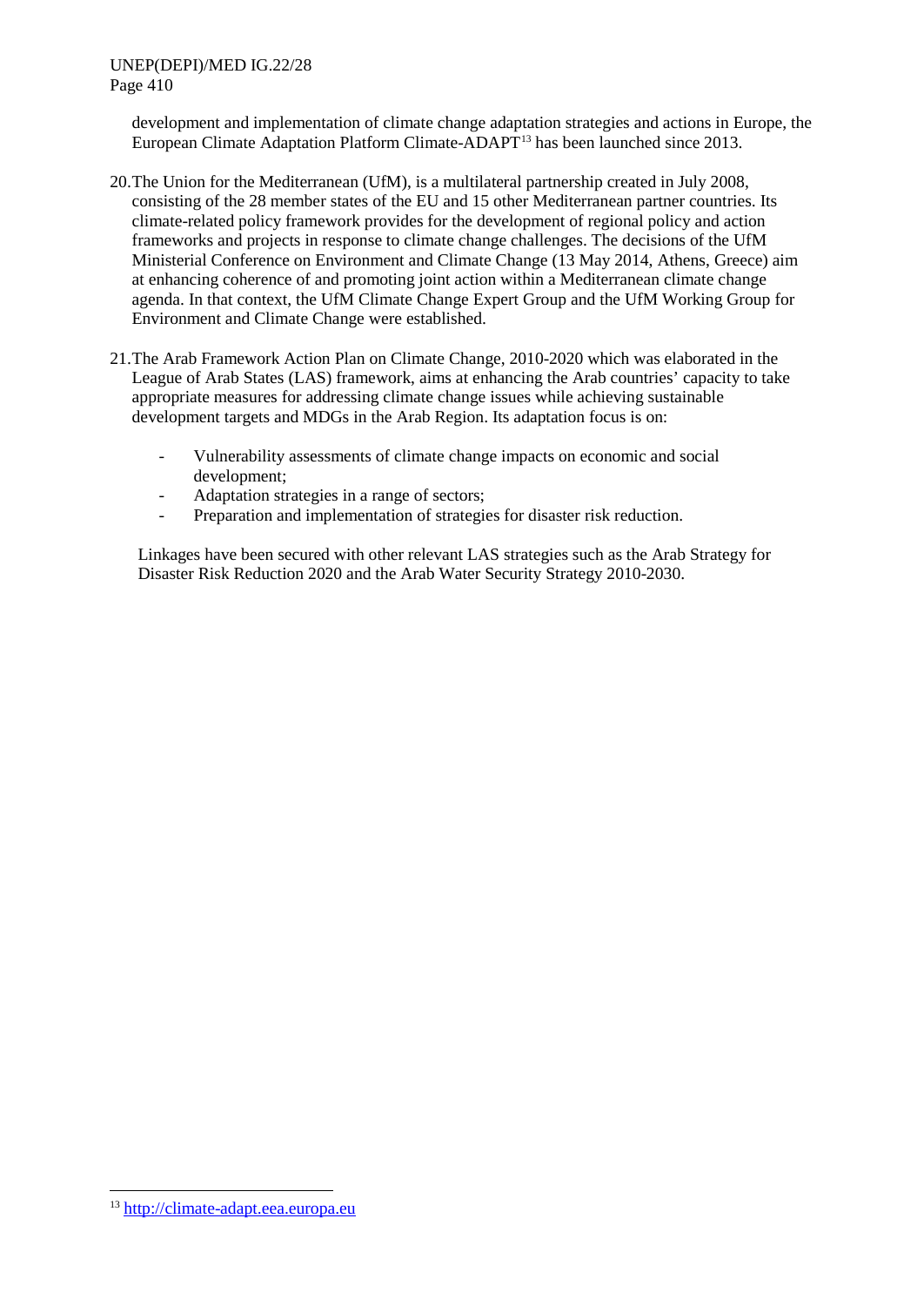development and implementation of climate change adaptation strategies and actions in Europe, the European Climate Adaptation Platform Climate-ADAPT[13] has been launched since 2013.

20. The Union for the Mediterranean (UfM), is a multilateral partnership created in July 2008, consisting of the 28 member states of the EU and 15 other Mediterranean partner countries. Its climate-related policy framework provides for the development of regional policy and action frameworks and projects in response to climate change challenges. The decisions of the UfM Ministerial Conference on Environment and Climate Change (13 May 2014, Athens, Greece) aim at enhancing coherence of and promoting joint action within a Mediterranean climate change agenda. In that context, the UfM Climate Change Expert Group and the UfM Working Group for Environment and Climate Change were established.

21. The Arab Framework Action Plan on Climate Change, 2010-2020 which was elaborated in the League of Arab States (LAS) framework, aims at enhancing the Arab countries' capacity to take appropriate measures for addressing climate change issues while achieving sustainable development targets and MDGs in the Arab Region. Its adaptation focus is on:

    - Vulnerability assessments of climate change impacts on economic and social development;
    - Adaptation strategies in a range of sectors;
    - Preparation and implementation of strategies for disaster risk reduction.

    Linkages have been secured with other relevant LAS strategies such as the Arab Strategy for Disaster Risk Reduction 2020 and the Arab Water Security Strategy 2010-2030.

[13] http://climate-adapt.eea.europa.eu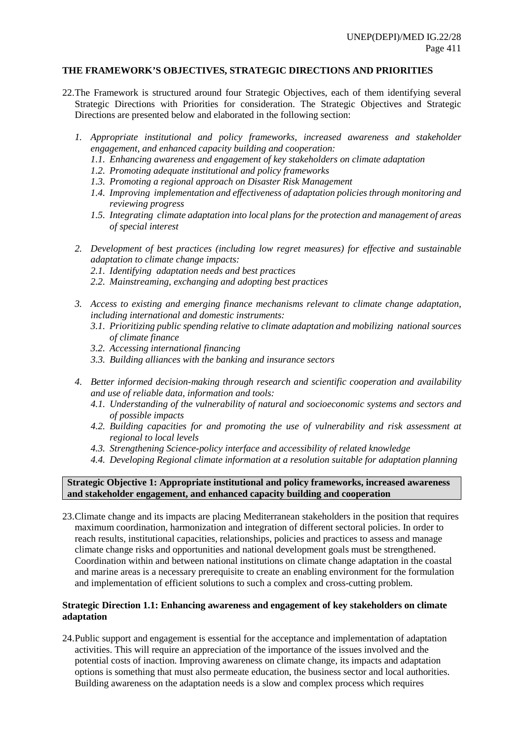**THE FRAMEWORK'S OBJECTIVES, STRATEGIC DIRECTIONS AND PRIORITIES**

22. The Framework is structured around four Strategic Objectives, each of them identifying several Strategic Directions with Priorities for consideration. The Strategic Objectives and Strategic Directions are presented below and elaborated in the following section:

   1. *Appropriate institutional and policy frameworks, increased awareness and stakeholder engagement, and enhanced capacity building and cooperation:*
      1.1. *Enhancing awareness and engagement of key stakeholders on climate adaptation*
      1.2. *Promoting adequate institutional and policy frameworks*
      1.3. *Promoting a regional approach on Disaster Risk Management*
      1.4. *Improving implementation and effectiveness of adaptation policies through monitoring and reviewing progress*
      1.5. *Integrating climate adaptation into local plans for the protection and management of areas of special interest*

   2. *Development of best practices (including low regret measures) for effective and sustainable adaptation to climate change impacts:*
      2.1. *Identifying adaptation needs and best practices*
      2.2. *Mainstreaming, exchanging and adopting best practices*

   3. *Access to existing and emerging finance mechanisms relevant to climate change adaptation, including international and domestic instruments:*
      3.1. *Prioritizing public spending relative to climate adaptation and mobilizing national sources of climate finance*
      3.2. *Accessing international financing*
      3.3. *Building alliances with the banking and insurance sectors*

   4. *Better informed decision-making through research and scientific cooperation and availability and use of reliable data, information and tools:*
      4.1. *Understanding of the vulnerability of natural and socioeconomic systems and sectors and of possible impacts*
      4.2. *Building capacities for and promoting the use of vulnerability and risk assessment at regional to local levels*
      4.3. *Strengthening Science-policy interface and accessibility of related knowledge*
      4.4. *Developing Regional climate information at a resolution suitable for adaptation planning*

**Strategic Objective 1: Appropriate institutional and policy frameworks, increased awareness and stakeholder engagement, and enhanced capacity building and cooperation**

23. Climate change and its impacts are placing Mediterranean stakeholders in the position that requires maximum coordination, harmonization and integration of different sectoral policies. In order to reach results, institutional capacities, relationships, policies and practices to assess and manage climate change risks and opportunities and national development goals must be strengthened. Coordination within and between national institutions on climate change adaptation in the coastal and marine areas is a necessary prerequisite to create an enabling environment for the formulation and implementation of efficient solutions to such a complex and cross-cutting problem.

**Strategic Direction 1.1: Enhancing awareness and engagement of key stakeholders on climate adaptation**

24. Public support and engagement is essential for the acceptance and implementation of adaptation activities. This will require an appreciation of the importance of the issues involved and the potential costs of inaction. Improving awareness on climate change, its impacts and adaptation options is something that must also permeate education, the business sector and local authorities. Building awareness on the adaptation needs is a slow and complex process which requires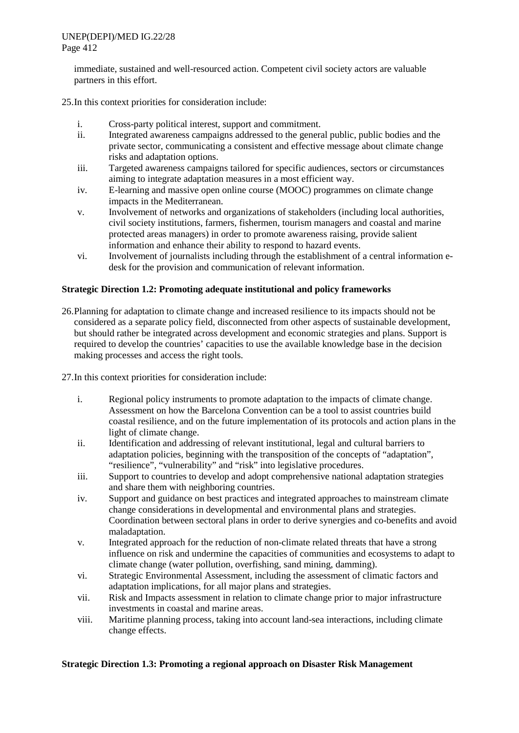immediate, sustained and well-resourced action. Competent civil society actors are valuable partners in this effort.

25. In this context priorities for consideration include:

   i. Cross-party political interest, support and commitment.
   ii. Integrated awareness campaigns addressed to the general public, public bodies and the private sector, communicating a consistent and effective message about climate change risks and adaptation options.
   iii. Targeted awareness campaigns tailored for specific audiences, sectors or circumstances aiming to integrate adaptation measures in a most efficient way.
   iv. E-learning and massive open online course (MOOC) programmes on climate change impacts in the Mediterranean.
   v. Involvement of networks and organizations of stakeholders (including local authorities, civil society institutions, farmers, fishermen, tourism managers and coastal and marine protected areas managers) in order to promote awareness raising, provide salient information and enhance their ability to respond to hazard events.
   vi. Involvement of journalists including through the establishment of a central information e-desk for the provision and communication of relevant information.

**Strategic Direction 1.2: Promoting adequate institutional and policy frameworks**

26. Planning for adaptation to climate change and increased resilience to its impacts should not be considered as a separate policy field, disconnected from other aspects of sustainable development, but should rather be integrated across development and economic strategies and plans. Support is required to develop the countries' capacities to use the available knowledge base in the decision making processes and access the right tools.

27. In this context priorities for consideration include:

   i. Regional policy instruments to promote adaptation to the impacts of climate change. Assessment on how the Barcelona Convention can be a tool to assist countries build coastal resilience, and on the future implementation of its protocols and action plans in the light of climate change.
   ii. Identification and addressing of relevant institutional, legal and cultural barriers to adaptation policies, beginning with the transposition of the concepts of "adaptation", "resilience", "vulnerability" and "risk" into legislative procedures.
   iii. Support to countries to develop and adopt comprehensive national adaptation strategies and share them with neighboring countries.
   iv. Support and guidance on best practices and integrated approaches to mainstream climate change considerations in developmental and environmental plans and strategies. Coordination between sectoral plans in order to derive synergies and co-benefits and avoid maladaptation.
   v. Integrated approach for the reduction of non-climate related threats that have a strong influence on risk and undermine the capacities of communities and ecosystems to adapt to climate change (water pollution, overfishing, sand mining, damming).
   vi. Strategic Environmental Assessment, including the assessment of climatic factors and adaptation implications, for all major plans and strategies.
   vii. Risk and Impacts assessment in relation to climate change prior to major infrastructure investments in coastal and marine areas.
   viii. Maritime planning process, taking into account land-sea interactions, including climate change effects.

**Strategic Direction 1.3: Promoting a regional approach on Disaster Risk Management**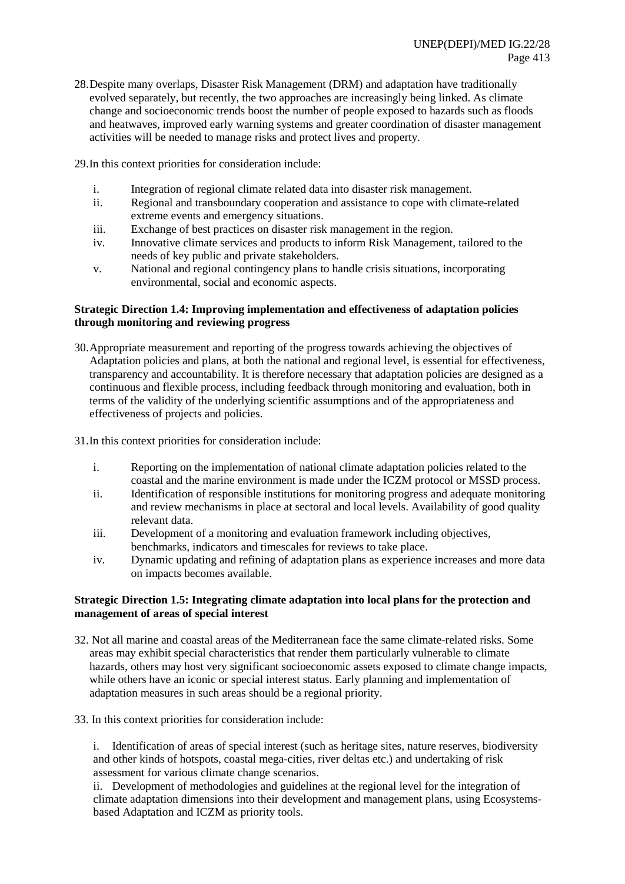28. Despite many overlaps, Disaster Risk Management (DRM) and adaptation have traditionally evolved separately, but recently, the two approaches are increasingly being linked. As climate change and socioeconomic trends boost the number of people exposed to hazards such as floods and heatwaves, improved early warning systems and greater coordination of disaster management activities will be needed to manage risks and protect lives and property.

29. In this context priorities for consideration include:

   i. Integration of regional climate related data into disaster risk management.
   ii. Regional and transboundary cooperation and assistance to cope with climate-related extreme events and emergency situations.
   iii. Exchange of best practices on disaster risk management in the region.
   iv. Innovative climate services and products to inform Risk Management, tailored to the needs of key public and private stakeholders.
   v. National and regional contingency plans to handle crisis situations, incorporating environmental, social and economic aspects.

**Strategic Direction 1.4: Improving implementation and effectiveness of adaptation policies through monitoring and reviewing progress**

30. Appropriate measurement and reporting of the progress towards achieving the objectives of Adaptation policies and plans, at both the national and regional level, is essential for effectiveness, transparency and accountability. It is therefore necessary that adaptation policies are designed as a continuous and flexible process, including feedback through monitoring and evaluation, both in terms of the validity of the underlying scientific assumptions and of the appropriateness and effectiveness of projects and policies.

31. In this context priorities for consideration include:

   i. Reporting on the implementation of national climate adaptation policies related to the coastal and the marine environment is made under the ICZM protocol or MSSD process.
   ii. Identification of responsible institutions for monitoring progress and adequate monitoring and review mechanisms in place at sectoral and local levels. Availability of good quality relevant data.
   iii. Development of a monitoring and evaluation framework including objectives, benchmarks, indicators and timescales for reviews to take place.
   iv. Dynamic updating and refining of adaptation plans as experience increases and more data on impacts becomes available.

**Strategic Direction 1.5: Integrating climate adaptation into local plans for the protection and management of areas of special interest**

32. Not all marine and coastal areas of the Mediterranean face the same climate-related risks. Some areas may exhibit special characteristics that render them particularly vulnerable to climate hazards, others may host very significant socioeconomic assets exposed to climate change impacts, while others have an iconic or special interest status. Early planning and implementation of adaptation measures in such areas should be a regional priority.

33. In this context priorities for consideration include:

   i. Identification of areas of special interest (such as heritage sites, nature reserves, biodiversity and other kinds of hotspots, coastal mega-cities, river deltas etc.) and undertaking of risk assessment for various climate change scenarios.
   ii. Development of methodologies and guidelines at the regional level for the integration of climate adaptation dimensions into their development and management plans, using Ecosystems-based Adaptation and ICZM as priority tools.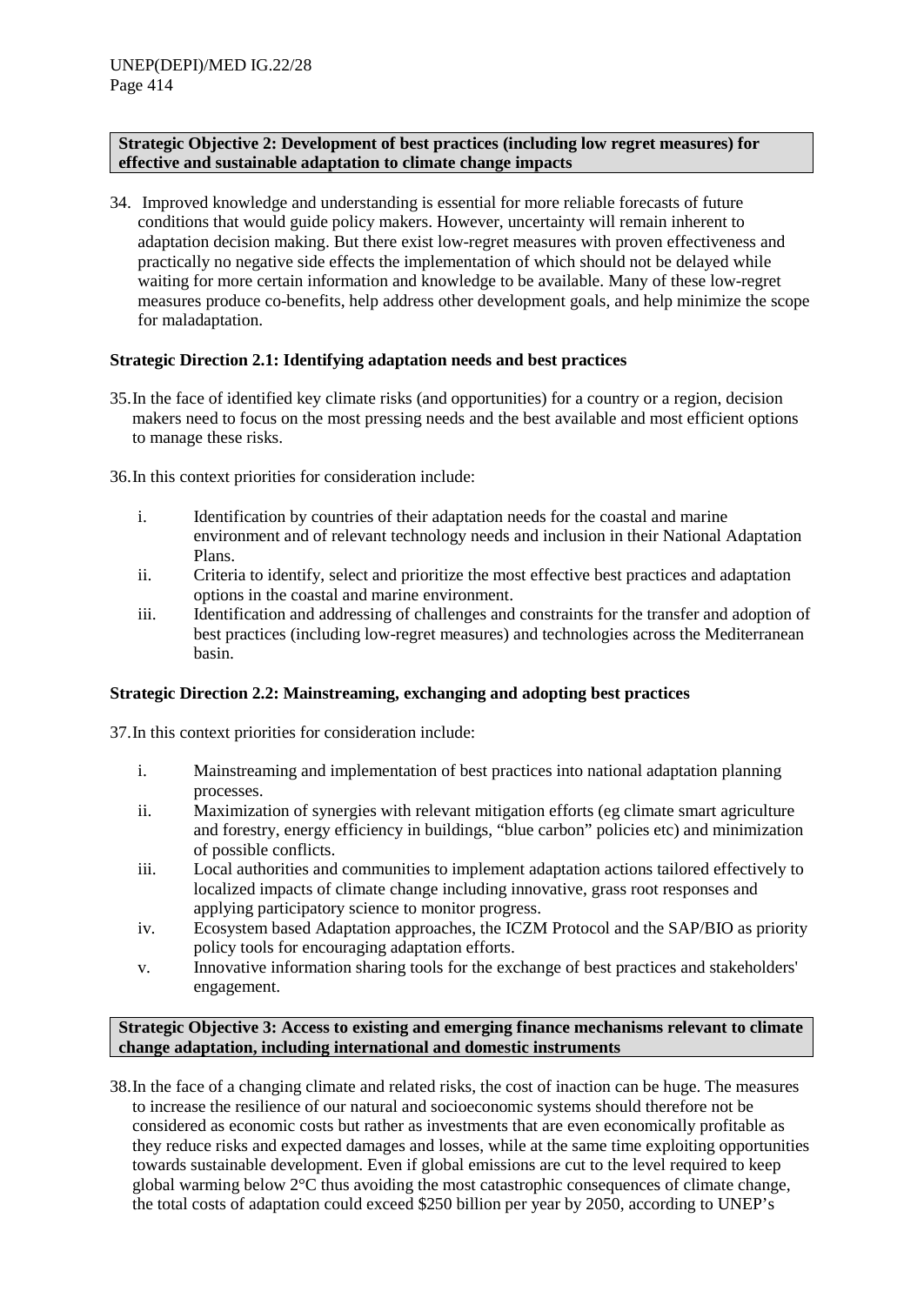**Strategic Objective 2: Development of best practices (including low regret measures) for effective and sustainable adaptation to climate change impacts**

34. Improved knowledge and understanding is essential for more reliable forecasts of future conditions that would guide policy makers. However, uncertainty will remain inherent to adaptation decision making. But there exist low-regret measures with proven effectiveness and practically no negative side effects the implementation of which should not be delayed while waiting for more certain information and knowledge to be available. Many of these low-regret measures produce co-benefits, help address other development goals, and help minimize the scope for maladaptation.

**Strategic Direction 2.1: Identifying adaptation needs and best practices**

35. In the face of identified key climate risks (and opportunities) for a country or a region, decision makers need to focus on the most pressing needs and the best available and most efficient options to manage these risks.

36. In this context priorities for consideration include:

i. Identification by countries of their adaptation needs for the coastal and marine environment and of relevant technology needs and inclusion in their National Adaptation Plans.
ii. Criteria to identify, select and prioritize the most effective best practices and adaptation options in the coastal and marine environment.
iii. Identification and addressing of challenges and constraints for the transfer and adoption of best practices (including low-regret measures) and technologies across the Mediterranean basin.

**Strategic Direction 2.2: Mainstreaming, exchanging and adopting best practices**

37. In this context priorities for consideration include:

i. Mainstreaming and implementation of best practices into national adaptation planning processes.
ii. Maximization of synergies with relevant mitigation efforts (eg climate smart agriculture and forestry, energy efficiency in buildings, “blue carbon” policies etc) and minimization of possible conflicts.
iii. Local authorities and communities to implement adaptation actions tailored effectively to localized impacts of climate change including innovative, grass root responses and applying participatory science to monitor progress.
iv. Ecosystem based Adaptation approaches, the ICZM Protocol and the SAP/BIO as priority policy tools for encouraging adaptation efforts.
v. Innovative information sharing tools for the exchange of best practices and stakeholders' engagement.

**Strategic Objective 3: Access to existing and emerging finance mechanisms relevant to climate change adaptation, including international and domestic instruments**

38. In the face of a changing climate and related risks, the cost of inaction can be huge. The measures to increase the resilience of our natural and socioeconomic systems should therefore not be considered as economic costs but rather as investments that are even economically profitable as they reduce risks and expected damages and losses, while at the same time exploiting opportunities towards sustainable development. Even if global emissions are cut to the level required to keep global warming below 2°C thus avoiding the most catastrophic consequences of climate change, the total costs of adaptation could exceed $250 billion per year by 2050, according to UNEP’s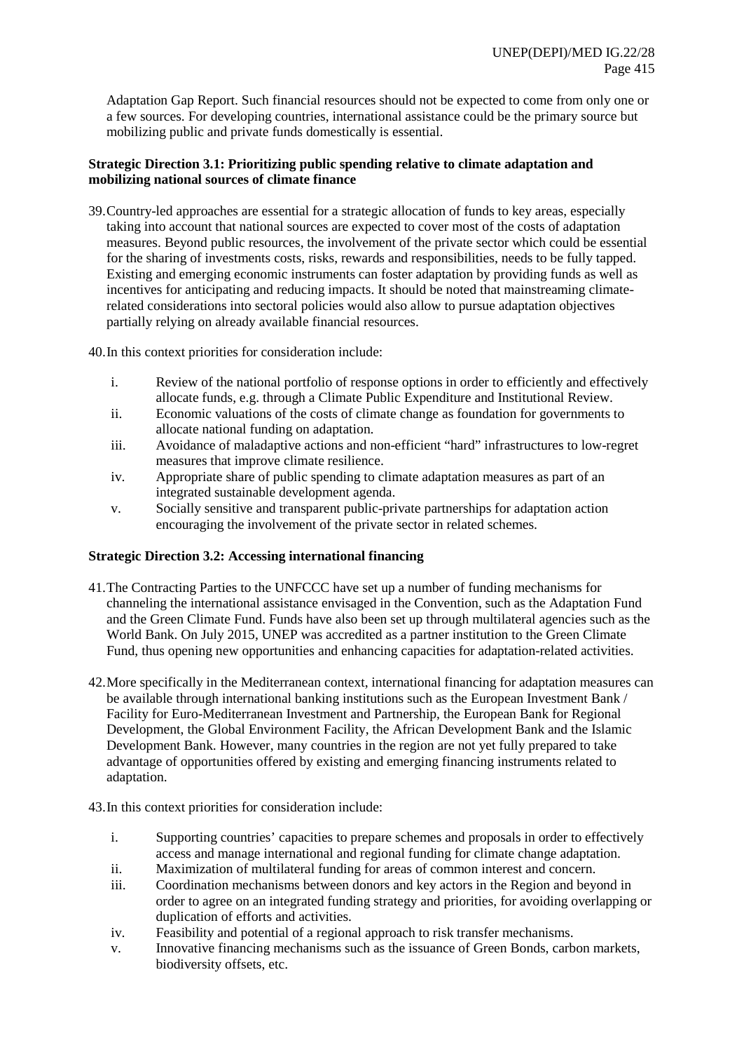Adaptation Gap Report. Such financial resources should not be expected to come from only one or a few sources. For developing countries, international assistance could be the primary source but mobilizing public and private funds domestically is essential.

**Strategic Direction 3.1: Prioritizing public spending relative to climate adaptation and mobilizing national sources of climate finance**

39. Country-led approaches are essential for a strategic allocation of funds to key areas, especially taking into account that national sources are expected to cover most of the costs of adaptation measures. Beyond public resources, the involvement of the private sector which could be essential for the sharing of investments costs, risks, rewards and responsibilities, needs to be fully tapped. Existing and emerging economic instruments can foster adaptation by providing funds as well as incentives for anticipating and reducing impacts. It should be noted that mainstreaming climate-related considerations into sectoral policies would also allow to pursue adaptation objectives partially relying on already available financial resources.

40. In this context priorities for consideration include:

i. Review of the national portfolio of response options in order to efficiently and effectively allocate funds, e.g. through a Climate Public Expenditure and Institutional Review.
ii. Economic valuations of the costs of climate change as foundation for governments to allocate national funding on adaptation.
iii. Avoidance of maladaptive actions and non-efficient "hard" infrastructures to low-regret measures that improve climate resilience.
iv. Appropriate share of public spending to climate adaptation measures as part of an integrated sustainable development agenda.
v. Socially sensitive and transparent public-private partnerships for adaptation action encouraging the involvement of the private sector in related schemes.

**Strategic Direction 3.2: Accessing international financing**

41. The Contracting Parties to the UNFCCC have set up a number of funding mechanisms for channeling the international assistance envisaged in the Convention, such as the Adaptation Fund and the Green Climate Fund. Funds have also been set up through multilateral agencies such as the World Bank. On July 2015, UNEP was accredited as a partner institution to the Green Climate Fund, thus opening new opportunities and enhancing capacities for adaptation-related activities.

42. More specifically in the Mediterranean context, international financing for adaptation measures can be available through international banking institutions such as the European Investment Bank / Facility for Euro-Mediterranean Investment and Partnership, the European Bank for Regional Development, the Global Environment Facility, the African Development Bank and the Islamic Development Bank. However, many countries in the region are not yet fully prepared to take advantage of opportunities offered by existing and emerging financing instruments related to adaptation.

43. In this context priorities for consideration include:

i. Supporting countries' capacities to prepare schemes and proposals in order to effectively access and manage international and regional funding for climate change adaptation.
ii. Maximization of multilateral funding for areas of common interest and concern.
iii. Coordination mechanisms between donors and key actors in the Region and beyond in order to agree on an integrated funding strategy and priorities, for avoiding overlapping or duplication of efforts and activities.
iv. Feasibility and potential of a regional approach to risk transfer mechanisms.
v. Innovative financing mechanisms such as the issuance of Green Bonds, carbon markets, biodiversity offsets, etc.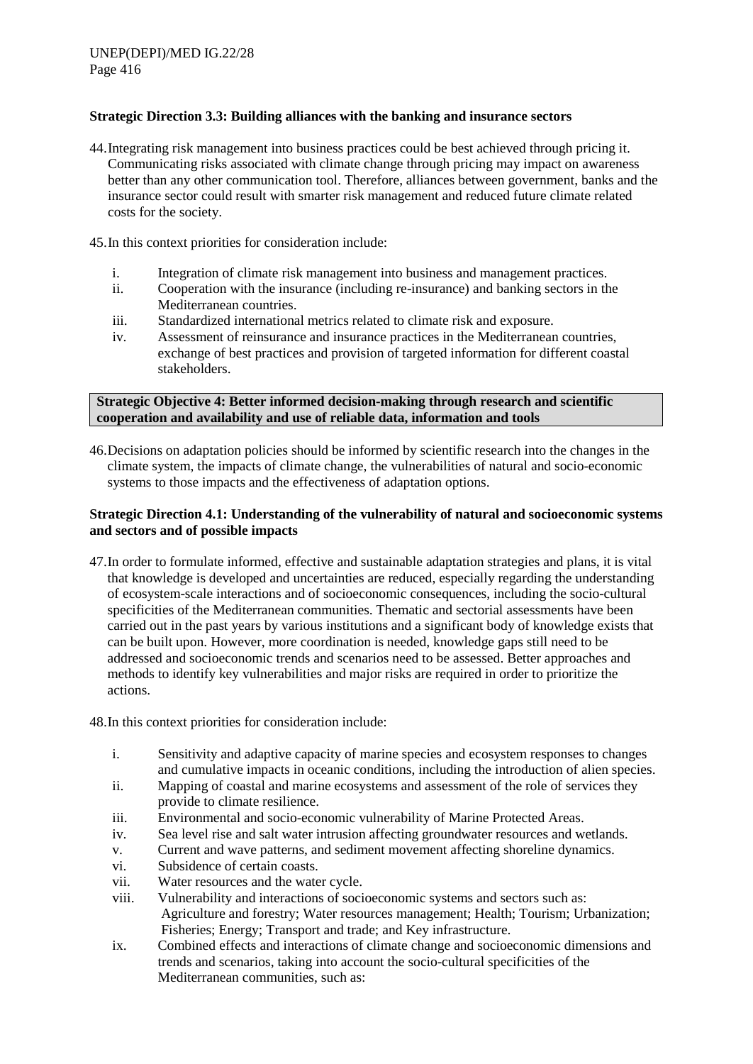**Strategic Direction 3.3: Building alliances with the banking and insurance sectors**

44. Integrating risk management into business practices could be best achieved through pricing it. Communicating risks associated with climate change through pricing may impact on awareness better than any other communication tool. Therefore, alliances between government, banks and the insurance sector could result with smarter risk management and reduced future climate related costs for the society.

45. In this context priorities for consideration include:

i. Integration of climate risk management into business and management practices.
ii. Cooperation with the insurance (including re-insurance) and banking sectors in the Mediterranean countries.
iii. Standardized international metrics related to climate risk and exposure.
iv. Assessment of reinsurance and insurance practices in the Mediterranean countries, exchange of best practices and provision of targeted information for different coastal stakeholders.

**Strategic Objective 4: Better informed decision-making through research and scientific cooperation and availability and use of reliable data, information and tools**

46. Decisions on adaptation policies should be informed by scientific research into the changes in the climate system, the impacts of climate change, the vulnerabilities of natural and socio-economic systems to those impacts and the effectiveness of adaptation options.

**Strategic Direction 4.1: Understanding of the vulnerability of natural and socioeconomic systems and sectors and of possible impacts**

47. In order to formulate informed, effective and sustainable adaptation strategies and plans, it is vital that knowledge is developed and uncertainties are reduced, especially regarding the understanding of ecosystem-scale interactions and of socioeconomic consequences, including the socio-cultural specificities of the Mediterranean communities. Thematic and sectorial assessments have been carried out in the past years by various institutions and a significant body of knowledge exists that can be built upon. However, more coordination is needed, knowledge gaps still need to be addressed and socioeconomic trends and scenarios need to be assessed. Better approaches and methods to identify key vulnerabilities and major risks are required in order to prioritize the actions.

48. In this context priorities for consideration include:

i. Sensitivity and adaptive capacity of marine species and ecosystem responses to changes and cumulative impacts in oceanic conditions, including the introduction of alien species.
ii. Mapping of coastal and marine ecosystems and assessment of the role of services they provide to climate resilience.
iii. Environmental and socio-economic vulnerability of Marine Protected Areas.
iv. Sea level rise and salt water intrusion affecting groundwater resources and wetlands.
v. Current and wave patterns, and sediment movement affecting shoreline dynamics.
vi. Subsidence of certain coasts.
vii. Water resources and the water cycle.
viii. Vulnerability and interactions of socioeconomic systems and sectors such as: Agriculture and forestry; Water resources management; Health; Tourism; Urbanization; Fisheries; Energy; Transport and trade; and Key infrastructure.
ix. Combined effects and interactions of climate change and socioeconomic dimensions and trends and scenarios, taking into account the socio-cultural specificities of the Mediterranean communities, such as: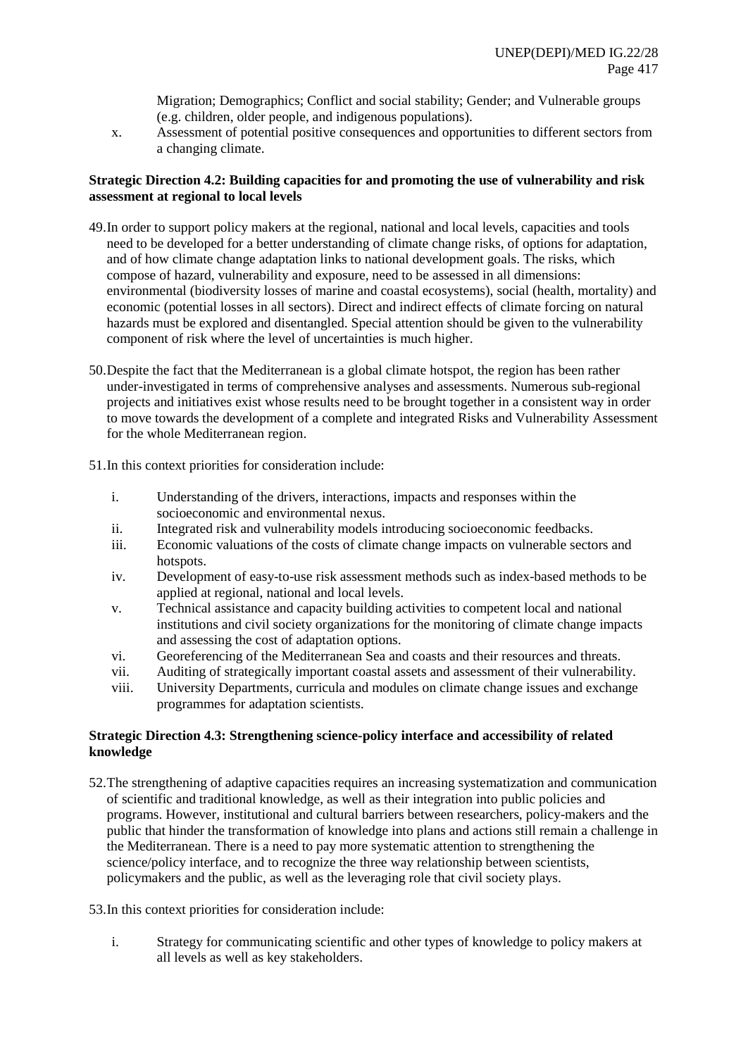Migration; Demographics; Conflict and social stability; Gender; and Vulnerable groups (e.g. children, older people, and indigenous populations).

x. Assessment of potential positive consequences and opportunities to different sectors from a changing climate.

**Strategic Direction 4.2: Building capacities for and promoting the use of vulnerability and risk assessment at regional to local levels**

49. In order to support policy makers at the regional, national and local levels, capacities and tools need to be developed for a better understanding of climate change risks, of options for adaptation, and of how climate change adaptation links to national development goals. The risks, which compose of hazard, vulnerability and exposure, need to be assessed in all dimensions: environmental (biodiversity losses of marine and coastal ecosystems), social (health, mortality) and economic (potential losses in all sectors). Direct and indirect effects of climate forcing on natural hazards must be explored and disentangled. Special attention should be given to the vulnerability component of risk where the level of uncertainties is much higher.

50. Despite the fact that the Mediterranean is a global climate hotspot, the region has been rather under-investigated in terms of comprehensive analyses and assessments. Numerous sub-regional projects and initiatives exist whose results need to be brought together in a consistent way in order to move towards the development of a complete and integrated Risks and Vulnerability Assessment for the whole Mediterranean region.

51. In this context priorities for consideration include:

i. Understanding of the drivers, interactions, impacts and responses within the socioeconomic and environmental nexus.
ii. Integrated risk and vulnerability models introducing socioeconomic feedbacks.
iii. Economic valuations of the costs of climate change impacts on vulnerable sectors and hotspots.
iv. Development of easy-to-use risk assessment methods such as index-based methods to be applied at regional, national and local levels.
v. Technical assistance and capacity building activities to competent local and national institutions and civil society organizations for the monitoring of climate change impacts and assessing the cost of adaptation options.
vi. Georeferencing of the Mediterranean Sea and coasts and their resources and threats.
vii. Auditing of strategically important coastal assets and assessment of their vulnerability.
viii. University Departments, curricula and modules on climate change issues and exchange programmes for adaptation scientists.

**Strategic Direction 4.3: Strengthening science-policy interface and accessibility of related knowledge**

52. The strengthening of adaptive capacities requires an increasing systematization and communication of scientific and traditional knowledge, as well as their integration into public policies and programs. However, institutional and cultural barriers between researchers, policy-makers and the public that hinder the transformation of knowledge into plans and actions still remain a challenge in the Mediterranean. There is a need to pay more systematic attention to strengthening the science/policy interface, and to recognize the three way relationship between scientists, policymakers and the public, as well as the leveraging role that civil society plays.

53. In this context priorities for consideration include:

i. Strategy for communicating scientific and other types of knowledge to policy makers at all levels as well as key stakeholders.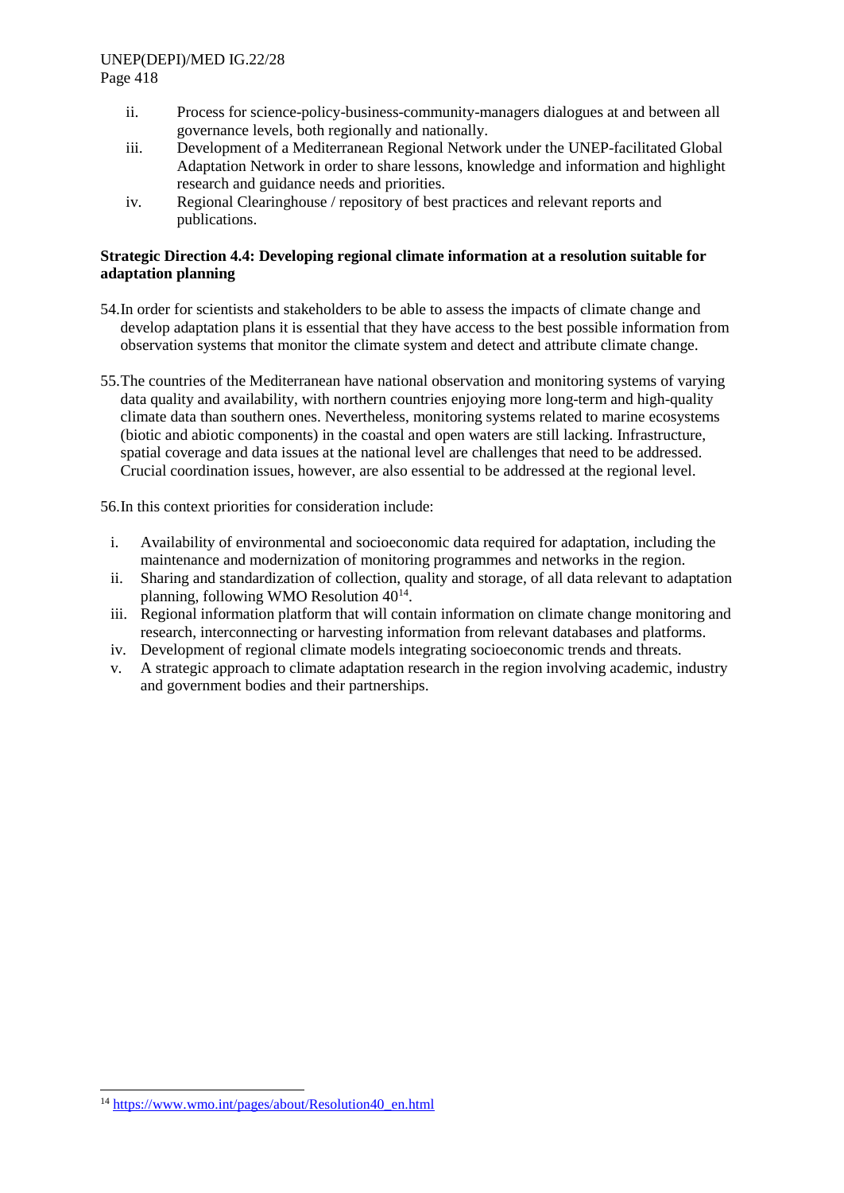ii. Process for science-policy-business-community-managers dialogues at and between all governance levels, both regionally and nationally.
iii. Development of a Mediterranean Regional Network under the UNEP-facilitated Global Adaptation Network in order to share lessons, knowledge and information and highlight research and guidance needs and priorities.
iv. Regional Clearinghouse / repository of best practices and relevant reports and publications.

**Strategic Direction 4.4: Developing regional climate information at a resolution suitable for adaptation planning**

54. In order for scientists and stakeholders to be able to assess the impacts of climate change and develop adaptation plans it is essential that they have access to the best possible information from observation systems that monitor the climate system and detect and attribute climate change.

55. The countries of the Mediterranean have national observation and monitoring systems of varying data quality and availability, with northern countries enjoying more long-term and high-quality climate data than southern ones. Nevertheless, monitoring systems related to marine ecosystems (biotic and abiotic components) in the coastal and open waters are still lacking. Infrastructure, spatial coverage and data issues at the national level are challenges that need to be addressed. Crucial coordination issues, however, are also essential to be addressed at the regional level.

56. In this context priorities for consideration include:

i. Availability of environmental and socioeconomic data required for adaptation, including the maintenance and modernization of monitoring programmes and networks in the region.
ii. Sharing and standardization of collection, quality and storage, of all data relevant to adaptation planning, following WMO Resolution 40[14].
iii. Regional information platform that will contain information on climate change monitoring and research, interconnecting or harvesting information from relevant databases and platforms.
iv. Development of regional climate models integrating socioeconomic trends and threats.
v. A strategic approach to climate adaptation research in the region involving academic, industry and government bodies and their partnerships.

[14] https://www.wmo.int/pages/about/Resolution40_en.html